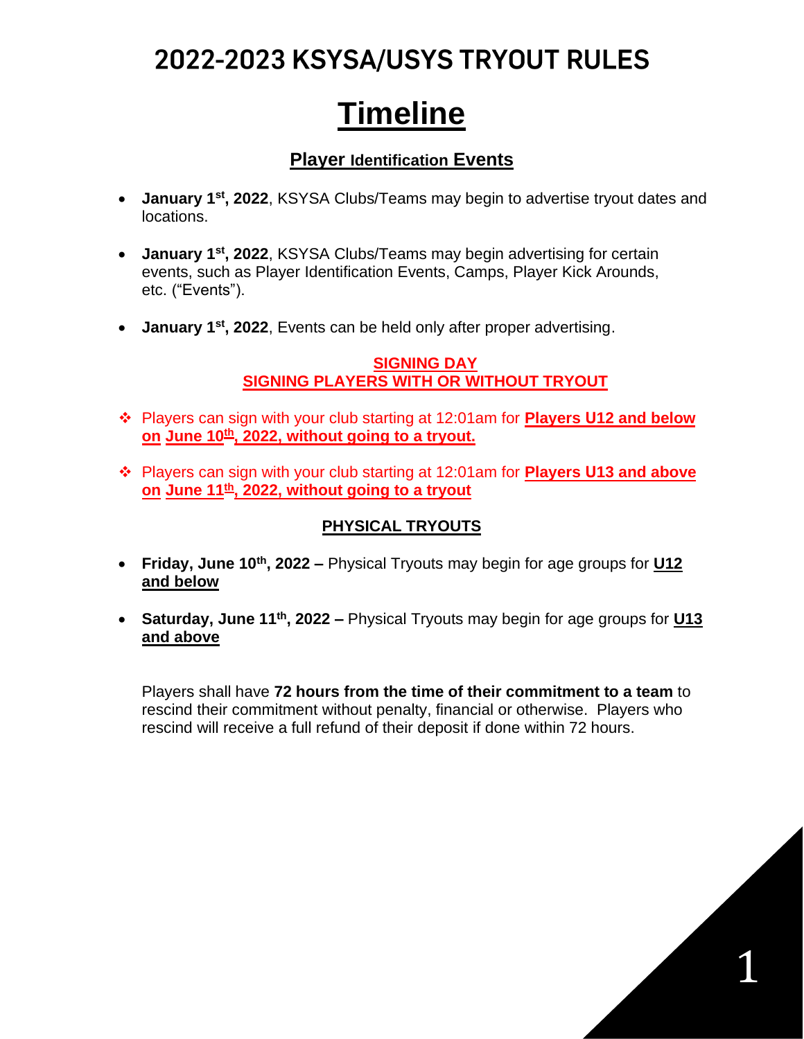# 2022-2023 KSYSA/USYS TRYOUT RULES

# Timeline

## Player Identification Events

- **January 1st, 2022**, KSYSA Clubs/Teams may begin to advertise tryout dates and locations.
- **January 1st, 2022**, KSYSA Clubs/Teams may begin advertising for certain events, such as Player Identification Events, Camps, Player Kick Arounds, etc. ("Events").
- **January 1st, 2022**, Events can be held only after proper advertising.

## SIGNING DAY
## SIGNING PLAYERS WITH OR WITHOUT TRYOUT

- Players can sign with your club starting at 12:01am for **Players U12 and below on June 10th, 2022, without going to a tryout.**
- Players can sign with your club starting at 12:01am for **Players U13 and above on June 11th, 2022, without going to a tryout**

## PHYSICAL TRYOUTS

- **Friday, June 10th, 2022 –** Physical Tryouts may begin for age groups for **U12 and below**
- **Saturday, June 11th, 2022 –** Physical Tryouts may begin for age groups for **U13 and above**

Players shall have **72 hours from the time of their commitment to a team** to rescind their commitment without penalty, financial or otherwise. Players who rescind will receive a full refund of their deposit if done within 72 hours.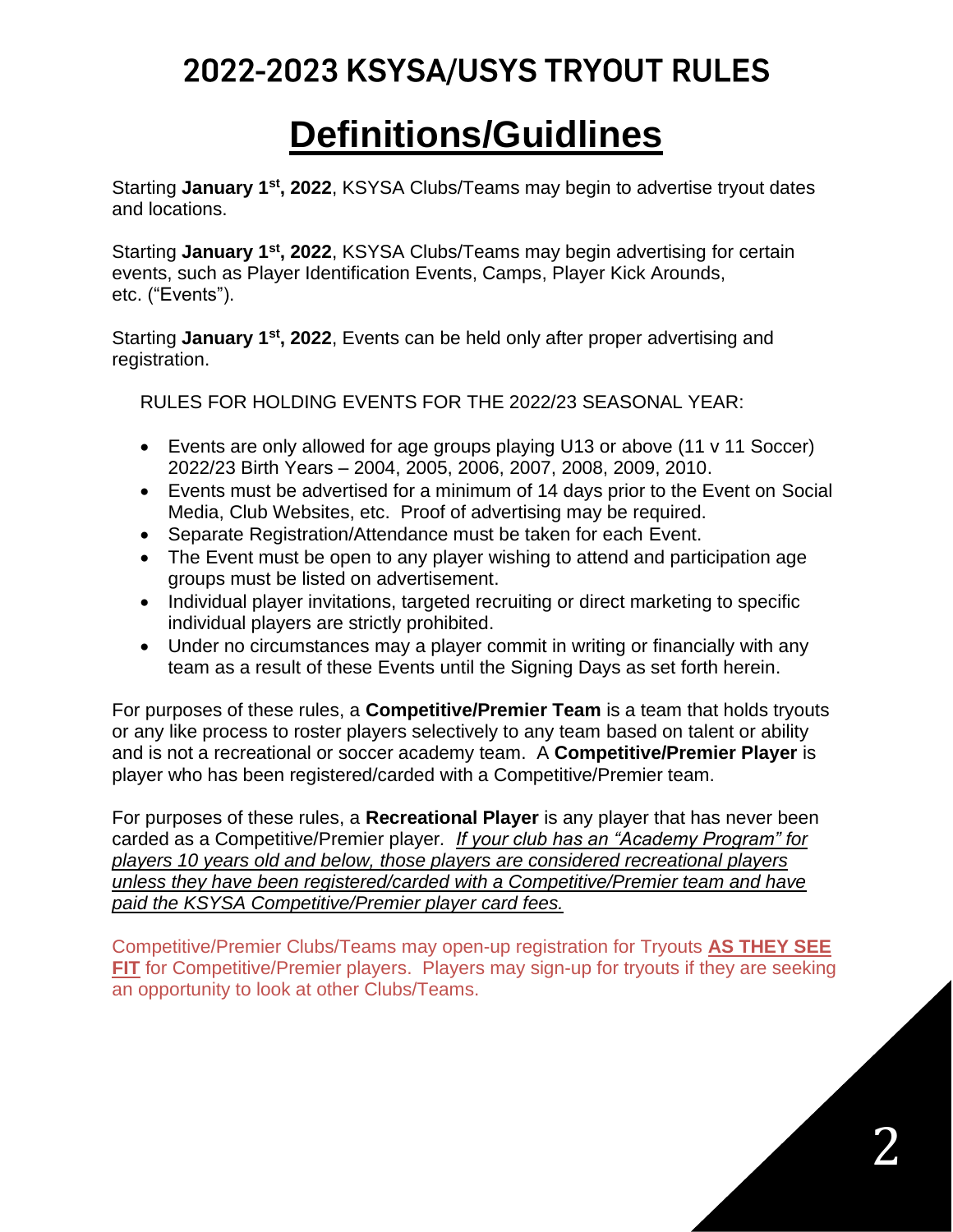# 2022-2023 KSYSA/USYS TRYOUT RULES

## **Definitions/Guidlines**

Starting **January 1st, 2022**, KSYSA Clubs/Teams may begin to advertise tryout dates and locations.

Starting **January 1st, 2022**, KSYSA Clubs/Teams may begin advertising for certain events, such as Player Identification Events, Camps, Player Kick Arounds, etc. ("Events").

Starting **January 1st, 2022**, Events can be held only after proper advertising and registration.

RULES FOR HOLDING EVENTS FOR THE 2022/23 SEASONAL YEAR:

- Events are only allowed for age groups playing U13 or above (11 v 11 Soccer) 2022/23 Birth Years – 2004, 2005, 2006, 2007, 2008, 2009, 2010.
- Events must be advertised for a minimum of 14 days prior to the Event on Social Media, Club Websites, etc. Proof of advertising may be required.
- Separate Registration/Attendance must be taken for each Event.
- The Event must be open to any player wishing to attend and participation age groups must be listed on advertisement.
- Individual player invitations, targeted recruiting or direct marketing to specific individual players are strictly prohibited.
- Under no circumstances may a player commit in writing or financially with any team as a result of these Events until the Signing Days as set forth herein.

For purposes of these rules, a **Competitive/Premier Team** is a team that holds tryouts or any like process to roster players selectively to any team based on talent or ability and is not a recreational or soccer academy team. A **Competitive/Premier Player** is player who has been registered/carded with a Competitive/Premier team.

For purposes of these rules, a **Recreational Player** is any player that has never been carded as a Competitive/Premier player. *If your club has an "Academy Program" for players 10 years old and below, those players are considered recreational players unless they have been registered/carded with a Competitive/Premier team and have paid the KSYSA Competitive/Premier player card fees.*

Competitive/Premier Clubs/Teams may open-up registration for Tryouts **AS THEY SEE FIT** for Competitive/Premier players. Players may sign-up for tryouts if they are seeking an opportunity to look at other Clubs/Teams.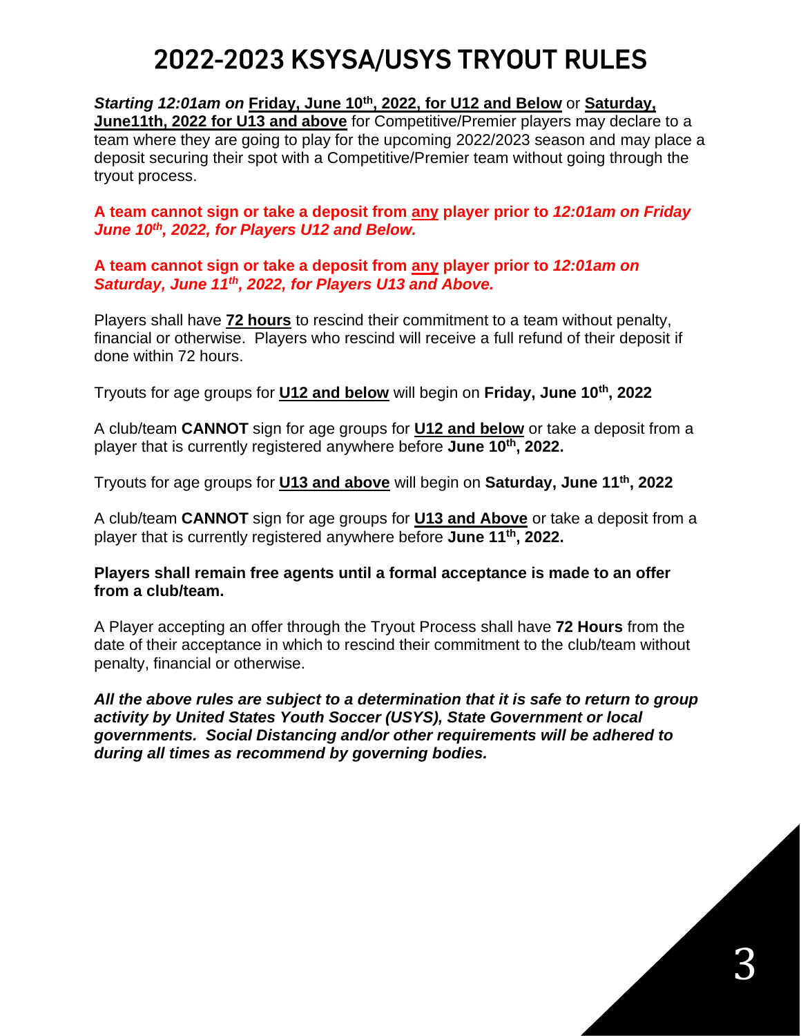# 2022-2023 KSYSA/USYS TRYOUT RULES

***Starting 12:01am on* Friday, June 10th, 2022, for U12 and Below** or **Saturday, June11th, 2022 for U13 and above** for Competitive/Premier players may declare to a team where they are going to play for the upcoming 2022/2023 season and may place a deposit securing their spot with a Competitive/Premier team without going through the tryout process.

**A team cannot sign or take a deposit from any player prior to *12:01am on Friday June 10th, 2022, for Players U12 and Below.***

**A team cannot sign or take a deposit from any player prior to *12:01am on Saturday, June 11th, 2022, for Players U13 and Above.***

Players shall have **72 hours** to rescind their commitment to a team without penalty, financial or otherwise. Players who rescind will receive a full refund of their deposit if done within 72 hours.

Tryouts for age groups for **U12 and below** will begin on **Friday, June 10th, 2022**

A club/team **CANNOT** sign for age groups for **U12 and below** or take a deposit from a player that is currently registered anywhere before **June 10th, 2022.**

Tryouts for age groups for **U13 and above** will begin on **Saturday, June 11th, 2022**

A club/team **CANNOT** sign for age groups for **U13 and Above** or take a deposit from a player that is currently registered anywhere before **June 11th, 2022.**

**Players shall remain free agents until a formal acceptance is made to an offer from a club/team.**

A Player accepting an offer through the Tryout Process shall have **72 Hours** from the date of their acceptance in which to rescind their commitment to the club/team without penalty, financial or otherwise.

***All the above rules are subject to a determination that it is safe to return to group activity by United States Youth Soccer (USYS), State Government or local governments. Social Distancing and/or other requirements will be adhered to during all times as recommend by governing bodies.***